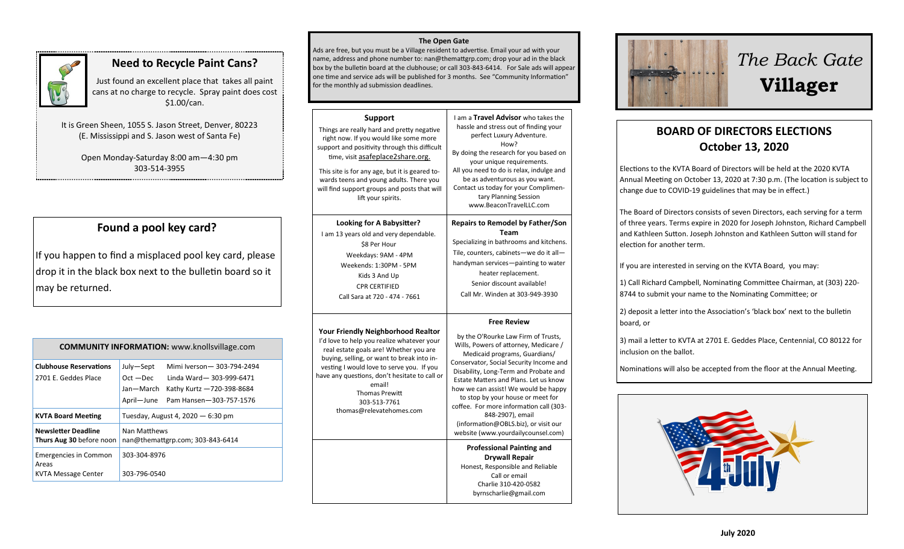## Need to Recycle Paint Cans?

Just found an excellent place that takes all paint cans at no charge to recycle. Spray paint does cost $1.00/can.

It is Green Sheen, 1055 S. Jason Street, Denver, 80223 (E. Mississippi and S. Jason west of Santa Fe)

Open Monday-Saturday 8:00 am—4:30 pm
303-514-3955

## Found a pool key card?

If you happen to find a misplaced pool key card, please drop it in the black box next to the bulletin board so it may be returned.

| **COMMUNITY INFORMATION:** www.knollsvillage.com | |
|---|---|
| **Clubhouse Reservations** 2701 E. Geddes Place | July—Sept Mimi Iverson— 303-794-2494<br>Oct —Dec Linda Ward— 303-999-6471<br>Jan—March Kathy Kurtz —720-398-8684<br>April—June Pam Hansen—303-757-1576 |
| **KVTA Board Meeting** | Tuesday, August 4, 2020 — 6:30 pm |
| **Newsletter Deadline** **Thurs Aug 30** before noon | Nan Matthews nan@themattgrp.com; 303-843-6414 |
| Emergencies in Common Areas | 303-304-8976 |
| KVTA Message Center | 303-796-0540 |

### The Open Gate

Ads are free, but you must be a Village resident to advertise. Email your ad with your name, address and phone number to: nan@themattgrp.com; drop your ad in the black box by the bulletin board at the clubhouse; or call 303-843-6414. For Sale ads will appear one time and service ads will be published for 3 months. See "Community Information" for the monthly ad submission deadlines.

**Support**

Things are really hard and pretty negative right now. If you would like some more support and positivity through this difficult time, visit asafeplace2share.org.

This site is for any age, but it is geared towards teens and young adults. There you will find support groups and posts that will lift your spirits.

I am a **Travel Advisor** who takes the hassle and stress out of finding your perfect Luxury Adventure.
How?
By doing the research for you based on your unique requirements.
All you need to do is relax, indulge and be as adventurous as you want.
Contact us today for your Complimentary Planning Session
www.BeaconTravelLLC.com

**Looking for A Babysitter?**

I am 13 years old and very dependable.
$8 Per Hour
Weekdays: 9AM - 4PM
Weekends: 1:30PM - 5PM
Kids 3 And Up
CPR CERTIFIED
Call Sara at 720 - 474 - 7661

**Repairs to Remodel by Father/Son Team**

Specializing in bathrooms and kitchens.
Tile, counters, cabinets—we do it all—handyman services—painting to water heater replacement.
Senior discount available!
Call Mr. Winden at 303-949-3930

**Your Friendly Neighborhood Realtor**

I'd love to help you realize whatever your real estate goals are! Whether you are buying, selling, or want to break into investing I would love to serve you. If you have any questions, don't hesitate to call or email!
Thomas Prewitt
303-513-7761
thomas@relevatehomes.com

**Free Review**

by the O'Rourke Law Firm of Trusts, Wills, Powers of attorney, Medicare / Medicaid programs, Guardians/ Conservator, Social Security Income and Disability, Long-Term and Probate and Estate Matters and Plans. Let us know how we can assist! We would be happy to stop by your house or meet for coffee. For more information call (303-848-2907), email (information@OBLS.biz), or visit our website (www.yourdailycounsel.com)

**Professional Painting and Drywall Repair**

Honest, Responsible and Reliable
Call or email
Charlie 310-420-0582
byrnscharlie@gmail.com

# *The Back Gate* **Villager**

## BOARD OF DIRECTORS ELECTIONS October 13, 2020

Elections to the KVTA Board of Directors will be held at the 2020 KVTA Annual Meeting on October 13, 2020 at 7:30 p.m. (The location is subject to change due to COVID-19 guidelines that may be in effect.)

The Board of Directors consists of seven Directors, each serving for a term of three years. Terms expire in 2020 for Joseph Johnston, Richard Campbell and Kathleen Sutton. Joseph Johnston and Kathleen Sutton will stand for election for another term.

If you are interested in serving on the KVTA Board, you may:

1) Call Richard Campbell, Nominating Committee Chairman, at (303) 220-8744 to submit your name to the Nominating Committee; or

2) deposit a letter into the Association's 'black box' next to the bulletin board, or

3) mail a letter to KVTA at 2701 E. Geddes Place, Centennial, CO 80122 for inclusion on the ballot.

Nominations will also be accepted from the floor at the Annual Meeting.

**July 2020**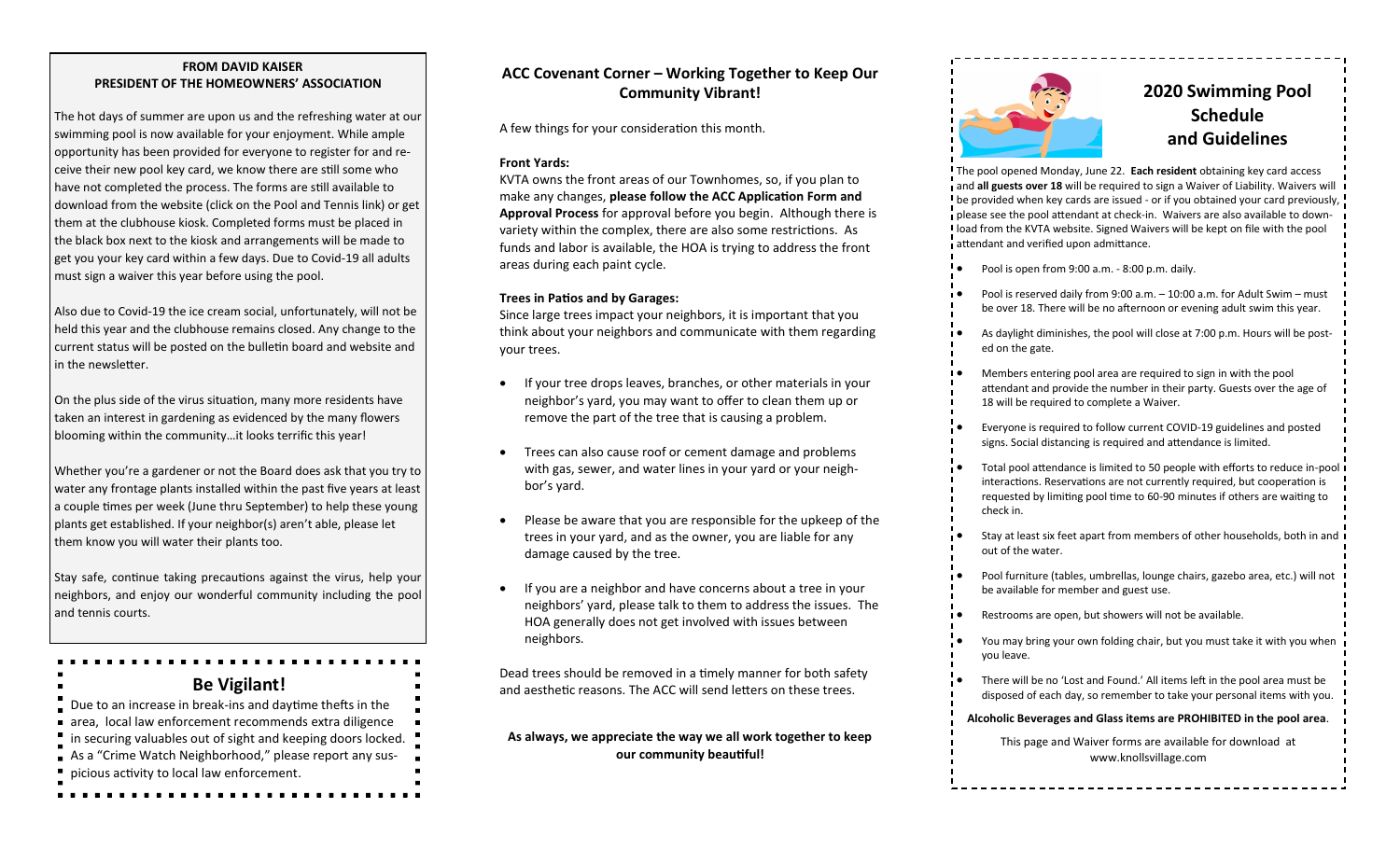**FROM DAVID KAISER**
**PRESIDENT OF THE HOMEOWNERS' ASSOCIATION**

The hot days of summer are upon us and the refreshing water at our swimming pool is now available for your enjoyment. While ample opportunity has been provided for everyone to register for and receive their new pool key card, we know there are still some who have not completed the process. The forms are still available to download from the website (click on the Pool and Tennis link) or get them at the clubhouse kiosk. Completed forms must be placed in the black box next to the kiosk and arrangements will be made to get you your key card within a few days. Due to Covid-19 all adults must sign a waiver this year before using the pool.

Also due to Covid-19 the ice cream social, unfortunately, will not be held this year and the clubhouse remains closed. Any change to the current status will be posted on the bulletin board and website and in the newsletter.

On the plus side of the virus situation, many more residents have taken an interest in gardening as evidenced by the many flowers blooming within the community…it looks terrific this year!

Whether you're a gardener or not the Board does ask that you try to water any frontage plants installed within the past five years at least a couple times per week (June thru September) to help these young plants get established. If your neighbor(s) aren't able, please let them know you will water their plants too.

Stay safe, continue taking precautions against the virus, help your neighbors, and enjoy our wonderful community including the pool and tennis courts.

## Be Vigilant!

Due to an increase in break-ins and daytime thefts in the area, local law enforcement recommends extra diligence in securing valuables out of sight and keeping doors locked. As a "Crime Watch Neighborhood," please report any suspicious activity to local law enforcement.

## ACC Covenant Corner – Working Together to Keep Our Community Vibrant!

A few things for your consideration this month.

**Front Yards:**
KVTA owns the front areas of our Townhomes, so, if you plan to make any changes, **please follow the ACC Application Form and Approval Process** for approval before you begin. Although there is variety within the complex, there are also some restrictions. As funds and labor is available, the HOA is trying to address the front areas during each paint cycle.

**Trees in Patios and by Garages:**
Since large trees impact your neighbors, it is important that you think about your neighbors and communicate with them regarding your trees.

- If your tree drops leaves, branches, or other materials in your neighbor's yard, you may want to offer to clean them up or remove the part of the tree that is causing a problem.
- Trees can also cause roof or cement damage and problems with gas, sewer, and water lines in your yard or your neighbor's yard.
- Please be aware that you are responsible for the upkeep of the trees in your yard, and as the owner, you are liable for any damage caused by the tree.
- If you are a neighbor and have concerns about a tree in your neighbors' yard, please talk to them to address the issues. The HOA generally does not get involved with issues between neighbors.

Dead trees should be removed in a timely manner for both safety and aesthetic reasons. The ACC will send letters on these trees.

**As always, we appreciate the way we all work together to keep our community beautiful!**

## 2020 Swimming Pool Schedule and Guidelines

The pool opened Monday, June 22. **Each resident** obtaining key card access and **all guests over 18** will be required to sign a Waiver of Liability. Waivers will be provided when key cards are issued - or if you obtained your card previously, please see the pool attendant at check-in. Waivers are also available to download from the KVTA website. Signed Waivers will be kept on file with the pool attendant and verified upon admittance.

- Pool is open from 9:00 a.m. - 8:00 p.m. daily.
- Pool is reserved daily from 9:00 a.m. – 10:00 a.m. for Adult Swim – must be over 18. There will be no afternoon or evening adult swim this year.
- As daylight diminishes, the pool will close at 7:00 p.m. Hours will be posted on the gate.
- Members entering pool area are required to sign in with the pool attendant and provide the number in their party. Guests over the age of 18 will be required to complete a Waiver.
- Everyone is required to follow current COVID-19 guidelines and posted signs. Social distancing is required and attendance is limited.
- Total pool attendance is limited to 50 people with efforts to reduce in-pool interactions. Reservations are not currently required, but cooperation is requested by limiting pool time to 60-90 minutes if others are waiting to check in.
- Stay at least six feet apart from members of other households, both in and out of the water.
- Pool furniture (tables, umbrellas, lounge chairs, gazebo area, etc.) will not be available for member and guest use.
- Restrooms are open, but showers will not be available.
- You may bring your own folding chair, but you must take it with you when you leave.
- There will be no 'Lost and Found.' All items left in the pool area must be disposed of each day, so remember to take your personal items with you.

**Alcoholic Beverages and Glass items are PROHIBITED in the pool area**.

This page and Waiver forms are available for download at www.knollsvillage.com